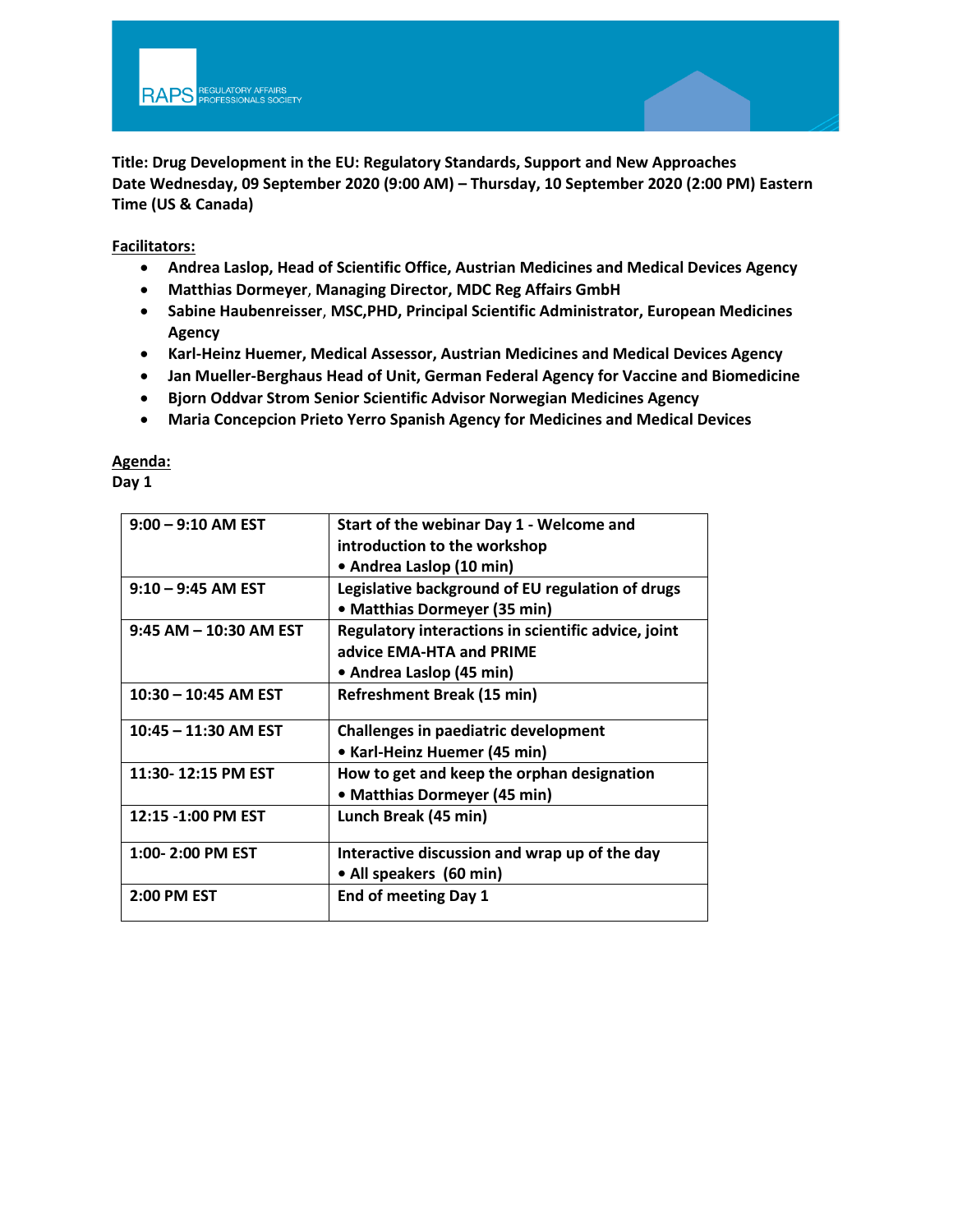**Title: Drug Development in the EU: Regulatory Standards, Support and New Approaches**
**Date Wednesday, 09 September 2020 (9:00 AM) – Thursday, 10 September 2020 (2:00 PM) Eastern Time (US & Canada)**

**Facilitators:**

- **Andrea Laslop, Head of Scientific Office, Austrian Medicines and Medical Devices Agency**
- **Matthias Dormeyer, Managing Director, MDC Reg Affairs GmbH**
- **Sabine Haubenreisser, MSC,PHD, Principal Scientific Administrator, European Medicines Agency**
- **Karl-Heinz Huemer, Medical Assessor, Austrian Medicines and Medical Devices Agency**
- **Jan Mueller-Berghaus Head of Unit, German Federal Agency for Vaccine and Biomedicine**
- **Bjorn Oddvar Strom Senior Scientific Advisor Norwegian Medicines Agency**
- **Maria Concepcion Prieto Yerro Spanish Agency for Medicines and Medical Devices**

**Agenda:**
**Day 1**

| | |
|---|---|
| 9:00 – 9:10 AM EST | Start of the webinar Day 1 - Welcome and introduction to the workshop<br>• Andrea Laslop (10 min) |
| 9:10 – 9:45 AM EST | Legislative background of EU regulation of drugs<br>• Matthias Dormeyer (35 min) |
| 9:45 AM – 10:30 AM EST | Regulatory interactions in scientific advice, joint advice EMA-HTA and PRIME<br>• Andrea Laslop (45 min) |
| 10:30 – 10:45 AM EST | Refreshment Break (15 min) |
| 10:45 – 11:30 AM EST | Challenges in paediatric development<br>• Karl-Heinz Huemer (45 min) |
| 11:30- 12:15 PM EST | How to get and keep the orphan designation<br>• Matthias Dormeyer (45 min) |
| 12:15 -1:00 PM EST | Lunch Break (45 min) |
| 1:00- 2:00 PM EST | Interactive discussion and wrap up of the day<br>• All speakers (60 min) |
| 2:00 PM EST | End of meeting Day 1 |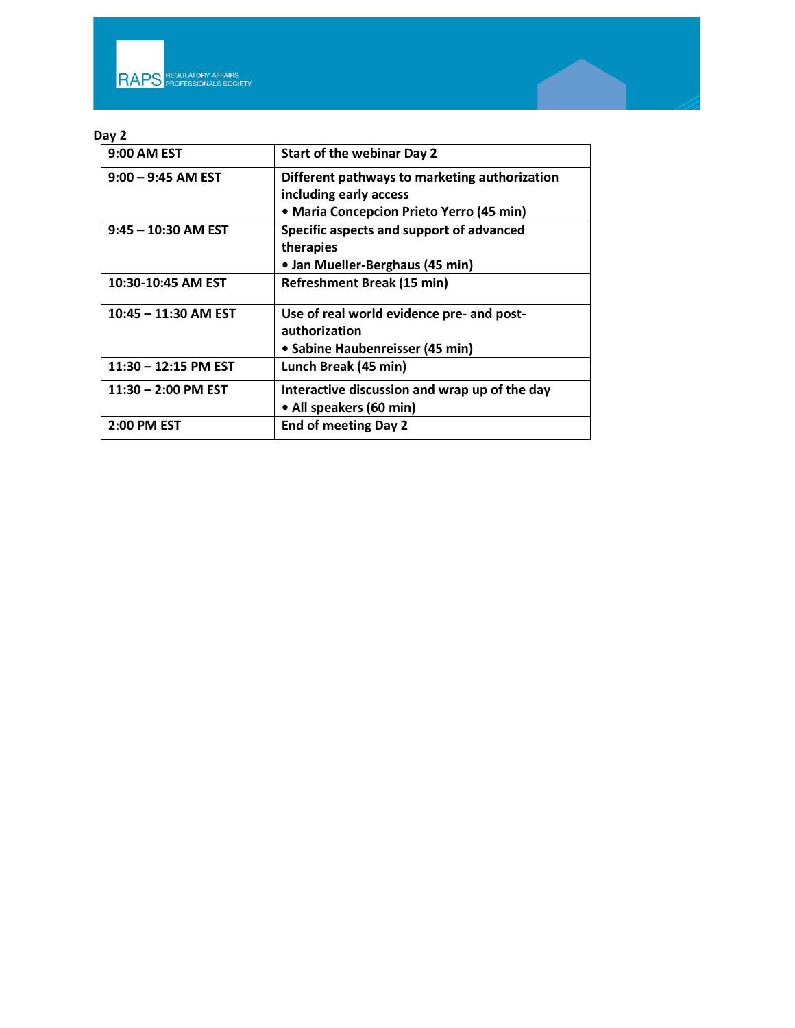Day 2

| | |
|---|---|
| **9:00 AM EST** | **Start of the webinar Day 2** |
| **9:00 – 9:45 AM EST** | **Different pathways to marketing authorization including early access**<br>**• Maria Concepcion Prieto Yerro (45 min)** |
| **9:45 – 10:30 AM EST** | **Specific aspects and support of advanced therapies**<br>**• Jan Mueller-Berghaus (45 min)** |
| **10:30-10:45 AM EST** | **Refreshment Break (15 min)** |
| **10:45 – 11:30 AM EST** | **Use of real world evidence pre- and post-authorization**<br>**• Sabine Haubenreisser (45 min)** |
| **11:30 – 12:15 PM EST** | **Lunch Break (45 min)** |
| **11:30 – 2:00 PM EST** | **Interactive discussion and wrap up of the day**<br>**• All speakers (60 min)** |
| **2:00 PM EST** | **End of meeting Day 2** |